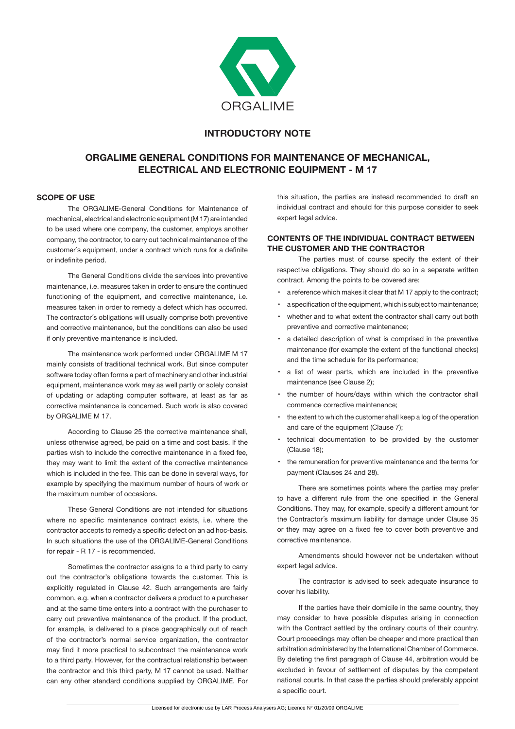ORGALIME

# INTRODUCTORY NOTE

## ORGALIME GENERAL CONDITIONS FOR MAINTENANCE OF MECHANICAL, ELECTRICAL AND ELECTRONIC EQUIPMENT - M 17

### SCOPE OF USE

The ORGALIME-General Conditions for Maintenance of mechanical, electrical and electronic equipment (M 17) are intended to be used where one company, the customer, employs another company, the contractor, to carry out technical maintenance of the customer´s equipment, under a contract which runs for a definite or indefinite period.

The General Conditions divide the services into preventive maintenance, i.e. measures taken in order to ensure the continued functioning of the equipment, and corrective maintenance, i.e. measures taken in order to remedy a defect which has occurred. The contractor´s obligations will usually comprise both preventive and corrective maintenance, but the conditions can also be used if only preventive maintenance is included.

The maintenance work performed under ORGALIME M 17 mainly consists of traditional technical work. But since computer software today often forms a part of machinery and other industrial equipment, maintenance work may as well partly or solely consist of updating or adapting computer software, at least as far as corrective maintenance is concerned. Such work is also covered by ORGALIME M 17.

According to Clause 25 the corrective maintenance shall, unless otherwise agreed, be paid on a time and cost basis. If the parties wish to include the corrective maintenance in a fixed fee, they may want to limit the extent of the corrective maintenance which is included in the fee. This can be done in several ways, for example by specifying the maximum number of hours of work or the maximum number of occasions.

These General Conditions are not intended for situations where no specific maintenance contract exists, i.e. where the contractor accepts to remedy a specific defect on an ad hoc-basis. In such situations the use of the ORGALIME-General Conditions for repair - R 17 - is recommended.

Sometimes the contractor assigns to a third party to carry out the contractor's obligations towards the customer. This is explicitly regulated in Clause 42. Such arrangements are fairly common, e.g. when a contractor delivers a product to a purchaser and at the same time enters into a contract with the purchaser to carry out preventive maintenance of the product. If the product, for example, is delivered to a place geographically out of reach of the contractor's normal service organization, the contractor may find it more practical to subcontract the maintenance work to a third party. However, for the contractual relationship between the contractor and this third party, M 17 cannot be used. Neither can any other standard conditions supplied by ORGALIME. For this situation, the parties are instead recommended to draft an individual contract and should for this purpose consider to seek expert legal advice.

### CONTENTS OF THE INDIVIDUAL CONTRACT BETWEEN THE CUSTOMER AND THE CONTRACTOR

The parties must of course specify the extent of their respective obligations. They should do so in a separate written contract. Among the points to be covered are:

- a reference which makes it clear that M 17 apply to the contract;
- a specification of the equipment, which is subject to maintenance;
- whether and to what extent the contractor shall carry out both preventive and corrective maintenance;
- a detailed description of what is comprised in the preventive maintenance (for example the extent of the functional checks) and the time schedule for its performance;
- a list of wear parts, which are included in the preventive maintenance (see Clause 2);
- the number of hours/days within which the contractor shall commence corrective maintenance;
- the extent to which the customer shall keep a log of the operation and care of the equipment (Clause 7);
- technical documentation to be provided by the customer (Clause 18);
- the remuneration for preventive maintenance and the terms for payment (Clauses 24 and 28).

There are sometimes points where the parties may prefer to have a different rule from the one specified in the General Conditions. They may, for example, specify a different amount for the Contractor´s maximum liability for damage under Clause 35 or they may agree on a fixed fee to cover both preventive and corrective maintenance.

Amendments should however not be undertaken without expert legal advice.

The contractor is advised to seek adequate insurance to cover his liability.

If the parties have their domicile in the same country, they may consider to have possible disputes arising in connection with the Contract settled by the ordinary courts of their country. Court proceedings may often be cheaper and more practical than arbitration administered by the International Chamber of Commerce. By deleting the first paragraph of Clause 44, arbitration would be excluded in favour of settlement of disputes by the competent national courts. In that case the parties should preferably appoint a specific court.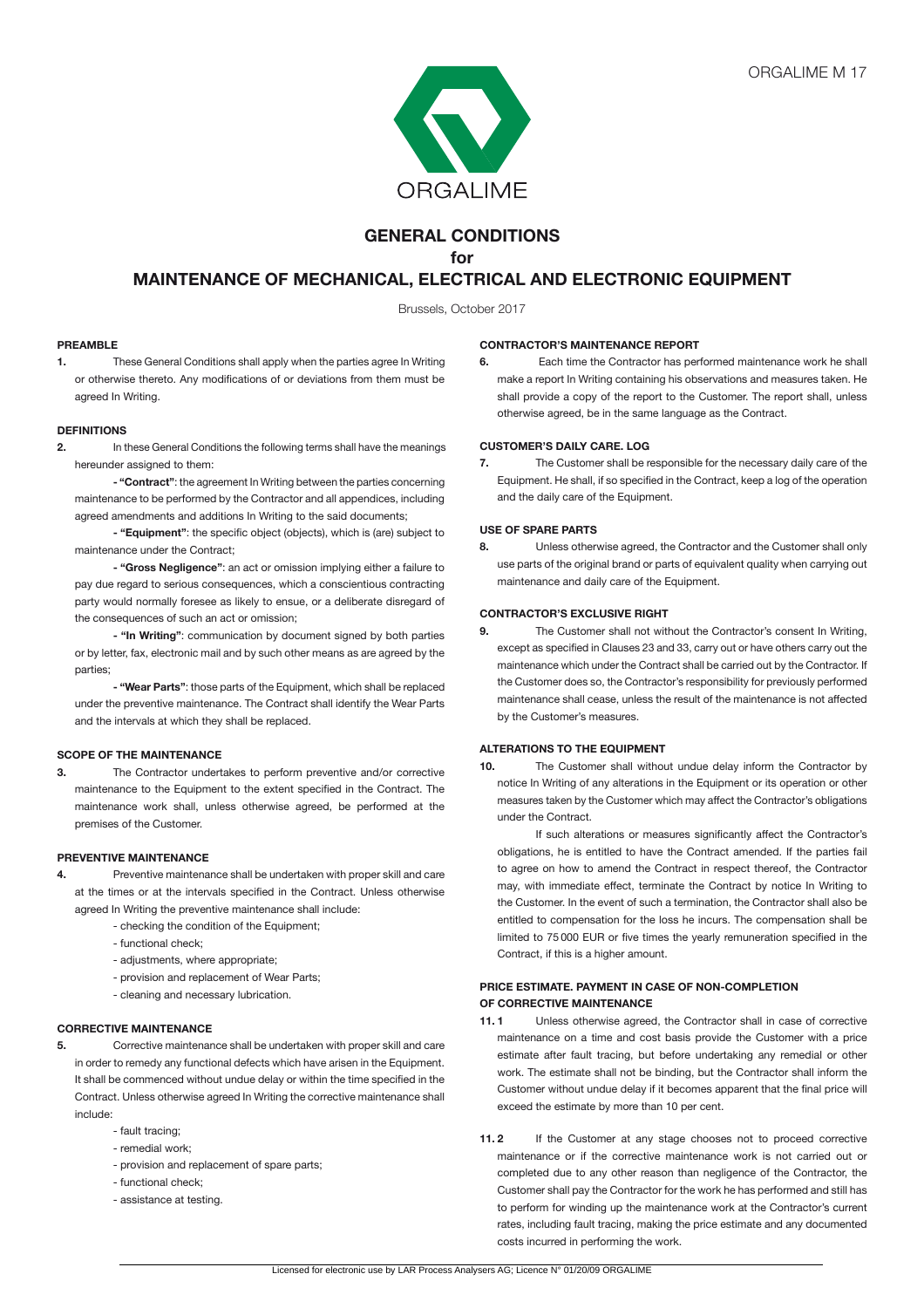ORGALIME M 17

# GENERAL CONDITIONS for MAINTENANCE OF MECHANICAL, ELECTRICAL AND ELECTRONIC EQUIPMENT

Brussels, October 2017

## PREAMBLE

**1.** These General Conditions shall apply when the parties agree In Writing or otherwise thereto. Any modifications of or deviations from them must be agreed In Writing.

## DEFINITIONS

**2.** In these General Conditions the following terms shall have the meanings hereunder assigned to them:

**- "Contract"**: the agreement In Writing between the parties concerning maintenance to be performed by the Contractor and all appendices, including agreed amendments and additions In Writing to the said documents;

**- "Equipment"**: the specific object (objects), which is (are) subject to maintenance under the Contract;

**- "Gross Negligence"**: an act or omission implying either a failure to pay due regard to serious consequences, which a conscientious contracting party would normally foresee as likely to ensue, or a deliberate disregard of the consequences of such an act or omission;

**- "In Writing"**: communication by document signed by both parties or by letter, fax, electronic mail and by such other means as are agreed by the parties;

**- "Wear Parts"**: those parts of the Equipment, which shall be replaced under the preventive maintenance. The Contract shall identify the Wear Parts and the intervals at which they shall be replaced.

## SCOPE OF THE MAINTENANCE

**3.** The Contractor undertakes to perform preventive and/or corrective maintenance to the Equipment to the extent specified in the Contract. The maintenance work shall, unless otherwise agreed, be performed at the premises of the Customer.

## PREVENTIVE MAINTENANCE

**4.** Preventive maintenance shall be undertaken with proper skill and care at the times or at the intervals specified in the Contract. Unless otherwise agreed In Writing the preventive maintenance shall include:

- checking the condition of the Equipment;
- functional check;
- adjustments, where appropriate;
- provision and replacement of Wear Parts;
- cleaning and necessary lubrication.

## CORRECTIVE MAINTENANCE

**5.** Corrective maintenance shall be undertaken with proper skill and care in order to remedy any functional defects which have arisen in the Equipment. It shall be commenced without undue delay or within the time specified in the Contract. Unless otherwise agreed In Writing the corrective maintenance shall include:

- fault tracing;
- remedial work;
- provision and replacement of spare parts;
- functional check;
- assistance at testing.

## CONTRACTOR'S MAINTENANCE REPORT

**6.** Each time the Contractor has performed maintenance work he shall make a report In Writing containing his observations and measures taken. He shall provide a copy of the report to the Customer. The report shall, unless otherwise agreed, be in the same language as the Contract.

## CUSTOMER'S DAILY CARE. LOG

**7.** The Customer shall be responsible for the necessary daily care of the Equipment. He shall, if so specified in the Contract, keep a log of the operation and the daily care of the Equipment.

## USE OF SPARE PARTS

**8.** Unless otherwise agreed, the Contractor and the Customer shall only use parts of the original brand or parts of equivalent quality when carrying out maintenance and daily care of the Equipment.

## CONTRACTOR'S EXCLUSIVE RIGHT

**9.** The Customer shall not without the Contractor's consent In Writing, except as specified in Clauses 23 and 33, carry out or have others carry out the maintenance which under the Contract shall be carried out by the Contractor. If the Customer does so, the Contractor's responsibility for previously performed maintenance shall cease, unless the result of the maintenance is not affected by the Customer's measures.

## ALTERATIONS TO THE EQUIPMENT

**10.** The Customer shall without undue delay inform the Contractor by notice In Writing of any alterations in the Equipment or its operation or other measures taken by the Customer which may affect the Contractor's obligations under the Contract.

If such alterations or measures significantly affect the Contractor's obligations, he is entitled to have the Contract amended. If the parties fail to agree on how to amend the Contract in respect thereof, the Contractor may, with immediate effect, terminate the Contract by notice In Writing to the Customer. In the event of such a termination, the Contractor shall also be entitled to compensation for the loss he incurs. The compensation shall be limited to 75 000 EUR or five times the yearly remuneration specified in the Contract, if this is a higher amount.

## PRICE ESTIMATE. PAYMENT IN CASE OF NON-COMPLETION OF CORRECTIVE MAINTENANCE

**11. 1** Unless otherwise agreed, the Contractor shall in case of corrective maintenance on a time and cost basis provide the Customer with a price estimate after fault tracing, but before undertaking any remedial or other work. The estimate shall not be binding, but the Contractor shall inform the Customer without undue delay if it becomes apparent that the final price will exceed the estimate by more than 10 per cent.

**11. 2** If the Customer at any stage chooses not to proceed corrective maintenance or if the corrective maintenance work is not carried out or completed due to any other reason than negligence of the Contractor, the Customer shall pay the Contractor for the work he has performed and still has to perform for winding up the maintenance work at the Contractor's current rates, including fault tracing, making the price estimate and any documented costs incurred in performing the work.

Licensed for electronic use by LAR Process Analysers AG; Licence N° 01/20/09 ORGALIME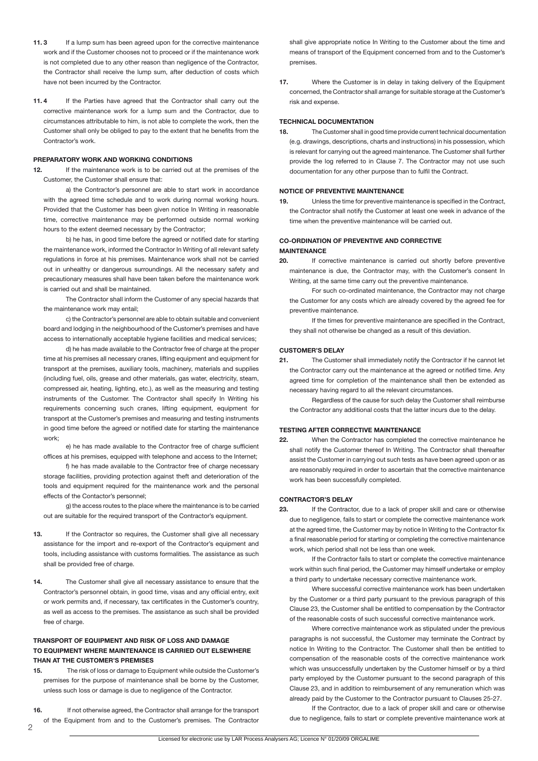**11.3** If a lump sum has been agreed upon for the corrective maintenance work and if the Customer chooses not to proceed or if the maintenance work is not completed due to any other reason than negligence of the Contractor, the Contractor shall receive the lump sum, after deduction of costs which have not been incurred by the Contractor.

**11.4** If the Parties have agreed that the Contractor shall carry out the corrective maintenance work for a lump sum and the Contractor, due to circumstances attributable to him, is not able to complete the work, then the Customer shall only be obliged to pay to the extent that he benefits from the Contractor's work.

**PREPARATORY WORK AND WORKING CONDITIONS**

**12.** If the maintenance work is to be carried out at the premises of the Customer, the Customer shall ensure that:

a) the Contractor's personnel are able to start work in accordance with the agreed time schedule and to work during normal working hours. Provided that the Customer has been given notice In Writing in reasonable time, corrective maintenance may be performed outside normal working hours to the extent deemed necessary by the Contractor;

b) he has, in good time before the agreed or notified date for starting the maintenance work, informed the Contractor In Writing of all relevant safety regulations in force at his premises. Maintenance work shall not be carried out in unhealthy or dangerous surroundings. All the necessary safety and precautionary measures shall have been taken before the maintenance work is carried out and shall be maintained.

The Contractor shall inform the Customer of any special hazards that the maintenance work may entail;

c) the Contractor's personnel are able to obtain suitable and convenient board and lodging in the neighbourhood of the Customer's premises and have access to internationally acceptable hygiene facilities and medical services;

d) he has made available to the Contractor free of charge at the proper time at his premises all necessary cranes, lifting equipment and equipment for transport at the premises, auxiliary tools, machinery, materials and supplies (including fuel, oils, grease and other materials, gas water, electricity, steam, compressed air, heating, lighting, etc.), as well as the measuring and testing instruments of the Customer. The Contractor shall specify In Writing his requirements concerning such cranes, lifting equipment, equipment for transport at the Customer's premises and measuring and testing instruments in good time before the agreed or notified date for starting the maintenance work;

e) he has made available to the Contractor free of charge sufficient offices at his premises, equipped with telephone and access to the Internet;

f) he has made available to the Contractor free of charge necessary storage facilities, providing protection against theft and deterioration of the tools and equipment required for the maintenance work and the personal effects of the Contactor's personnel;

g) the access routes to the place where the maintenance is to be carried out are suitable for the required transport of the Contractor's equipment.

**13.** If the Contractor so requires, the Customer shall give all necessary assistance for the import and re-export of the Contractor's equipment and tools, including assistance with customs formalities. The assistance as such shall be provided free of charge.

**14.** The Customer shall give all necessary assistance to ensure that the Contractor's personnel obtain, in good time, visas and any official entry, exit or work permits and, if necessary, tax certificates in the Customer's country, as well as access to the premises. The assistance as such shall be provided free of charge.

**TRANSPORT OF EQUIPMENT AND RISK OF LOSS AND DAMAGE TO EQUIPMENT WHERE MAINTENANCE IS CARRIED OUT ELSEWHERE THAN AT THE CUSTOMER'S PREMISES**

**15.** The risk of loss or damage to Equipment while outside the Customer's premises for the purpose of maintenance shall be borne by the Customer, unless such loss or damage is due to negligence of the Contractor.

**16.** If not otherwise agreed, the Contractor shall arrange for the transport of the Equipment from and to the Customer's premises. The Contractor shall give appropriate notice In Writing to the Customer about the time and means of transport of the Equipment concerned from and to the Customer's premises.

**17.** Where the Customer is in delay in taking delivery of the Equipment concerned, the Contractor shall arrange for suitable storage at the Customer's risk and expense.

**TECHNICAL DOCUMENTATION**

**18.** The Customer shall in good time provide current technical documentation (e.g. drawings, descriptions, charts and instructions) in his possession, which is relevant for carrying out the agreed maintenance. The Customer shall further provide the log referred to in Clause 7. The Contractor may not use such documentation for any other purpose than to fulfil the Contract.

**NOTICE OF PREVENTIVE MAINTENANCE**

**19.** Unless the time for preventive maintenance is specified in the Contract, the Contractor shall notify the Customer at least one week in advance of the time when the preventive maintenance will be carried out.

**CO-ORDINATION OF PREVENTIVE AND CORRECTIVE MAINTENANCE**

**20.** If corrective maintenance is carried out shortly before preventive maintenance is due, the Contractor may, with the Customer's consent In Writing, at the same time carry out the preventive maintenance.

For such co-ordinated maintenance, the Contractor may not charge the Customer for any costs which are already covered by the agreed fee for preventive maintenance.

If the times for preventive maintenance are specified in the Contract, they shall not otherwise be changed as a result of this deviation.

**CUSTOMER'S DELAY**

**21.** The Customer shall immediately notify the Contractor if he cannot let the Contractor carry out the maintenance at the agreed or notified time. Any agreed time for completion of the maintenance shall then be extended as necessary having regard to all the relevant circumstances.

Regardless of the cause for such delay the Customer shall reimburse the Contractor any additional costs that the latter incurs due to the delay.

**TESTING AFTER CORRECTIVE MAINTENANCE**

**22.** When the Contractor has completed the corrective maintenance he shall notify the Customer thereof In Writing. The Contractor shall thereafter assist the Customer in carrying out such tests as have been agreed upon or as are reasonably required in order to ascertain that the corrective maintenance work has been successfully completed.

**CONTRACTOR'S DELAY**

**23.** If the Contractor, due to a lack of proper skill and care or otherwise due to negligence, fails to start or complete the corrective maintenance work at the agreed time, the Customer may by notice In Writing to the Contractor fix a final reasonable period for starting or completing the corrective maintenance work, which period shall not be less than one week.

If the Contractor fails to start or complete the corrective maintenance work within such final period, the Customer may himself undertake or employ a third party to undertake necessary corrective maintenance work.

Where successful corrective maintenance work has been undertaken by the Customer or a third party pursuant to the previous paragraph of this Clause 23, the Customer shall be entitled to compensation by the Contractor of the reasonable costs of such successful corrective maintenance work.

Where corrective maintenance work as stipulated under the previous paragraphs is not successful, the Customer may terminate the Contract by notice In Writing to the Contractor. The Customer shall then be entitled to compensation of the reasonable costs of the corrective maintenance work which was unsuccessfully undertaken by the Customer himself or by a third party employed by the Customer pursuant to the second paragraph of this Clause 23, and in addition to reimbursement of any remuneration which was already paid by the Customer to the Contractor pursuant to Clauses 25-27.

If the Contractor, due to a lack of proper skill and care or otherwise due to negligence, fails to start or complete preventive maintenance work at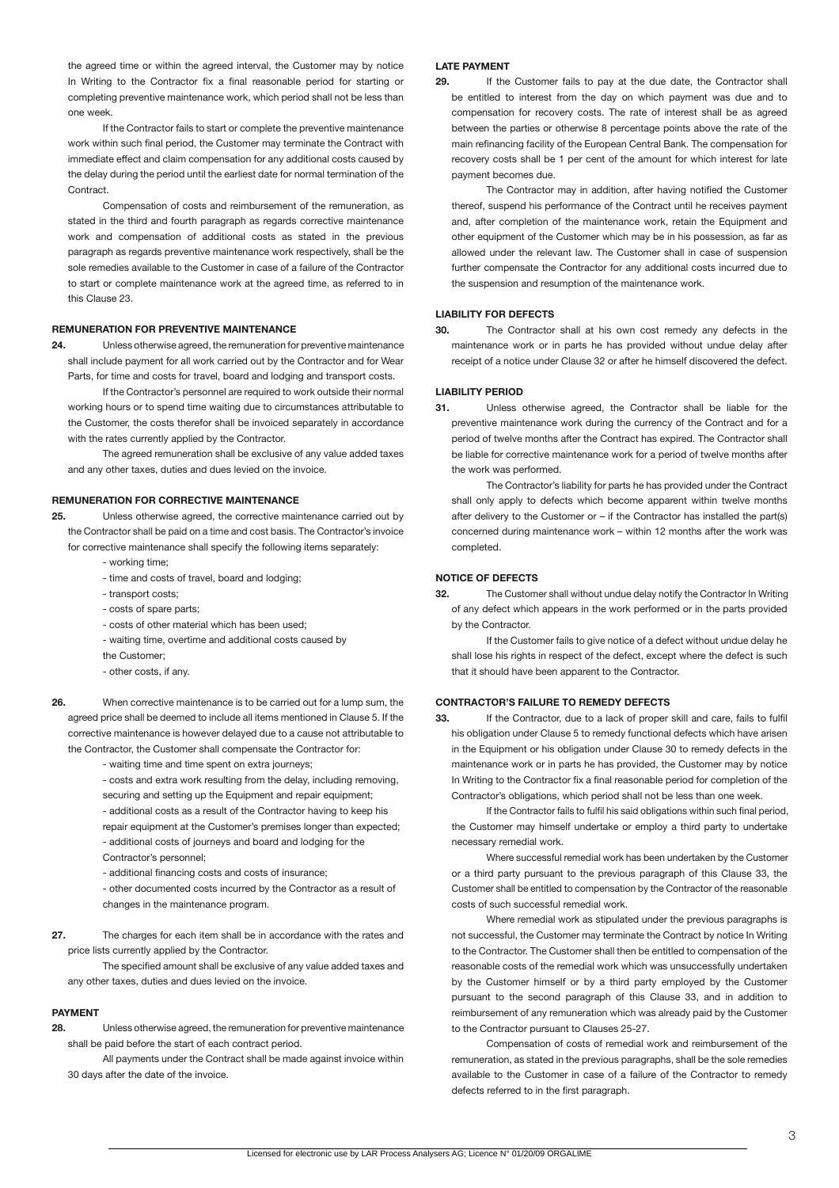the agreed time or within the agreed interval, the Customer may by notice In Writing to the Contractor fix a final reasonable period for starting or completing preventive maintenance work, which period shall not be less than one week.

If the Contractor fails to start or complete the preventive maintenance work within such final period, the Customer may terminate the Contract with immediate effect and claim compensation for any additional costs caused by the delay during the period until the earliest date for normal termination of the Contract.

Compensation of costs and reimbursement of the remuneration, as stated in the third and fourth paragraph as regards corrective maintenance work and compensation of additional costs as stated in the previous paragraph as regards preventive maintenance work respectively, shall be the sole remedies available to the Customer in case of a failure of the Contractor to start or complete maintenance work at the agreed time, as referred to in this Clause 23.

### REMUNERATION FOR PREVENTIVE MAINTENANCE

**24.** Unless otherwise agreed, the remuneration for preventive maintenance shall include payment for all work carried out by the Contractor and for Wear Parts, for time and costs for travel, board and lodging and transport costs.

If the Contractor's personnel are required to work outside their normal working hours or to spend time waiting due to circumstances attributable to the Customer, the costs therefor shall be invoiced separately in accordance with the rates currently applied by the Contractor.

The agreed remuneration shall be exclusive of any value added taxes and any other taxes, duties and dues levied on the invoice.

### REMUNERATION FOR CORRECTIVE MAINTENANCE

**25.** Unless otherwise agreed, the corrective maintenance carried out by the Contractor shall be paid on a time and cost basis. The Contractor's invoice for corrective maintenance shall specify the following items separately:

- working time;
- time and costs of travel, board and lodging;
- transport costs;
- costs of spare parts;
- costs of other material which has been used;
- waiting time, overtime and additional costs caused by the Customer;
- other costs, if any.

**26.** When corrective maintenance is to be carried out for a lump sum, the agreed price shall be deemed to include all items mentioned in Clause 5. If the corrective maintenance is however delayed due to a cause not attributable to the Contractor, the Customer shall compensate the Contractor for:

- waiting time and time spent on extra journeys;
- costs and extra work resulting from the delay, including removing, securing and setting up the Equipment and repair equipment;
- additional costs as a result of the Contractor having to keep his repair equipment at the Customer's premises longer than expected;
- additional costs of journeys and board and lodging for the Contractor's personnel;
- additional financing costs and costs of insurance;
- other documented costs incurred by the Contractor as a result of changes in the maintenance program.

**27.** The charges for each item shall be in accordance with the rates and price lists currently applied by the Contractor.

The specified amount shall be exclusive of any value added taxes and any other taxes, duties and dues levied on the invoice.

### PAYMENT

**28.** Unless otherwise agreed, the remuneration for preventive maintenance shall be paid before the start of each contract period.

All payments under the Contract shall be made against invoice within 30 days after the date of the invoice.

### LATE PAYMENT

**29.** If the Customer fails to pay at the due date, the Contractor shall be entitled to interest from the day on which payment was due and to compensation for recovery costs. The rate of interest shall be as agreed between the parties or otherwise 8 percentage points above the rate of the main refinancing facility of the European Central Bank. The compensation for recovery costs shall be 1 per cent of the amount for which interest for late payment becomes due.

The Contractor may in addition, after having notified the Customer thereof, suspend his performance of the Contract until he receives payment and, after completion of the maintenance work, retain the Equipment and other equipment of the Customer which may be in his possession, as far as allowed under the relevant law. The Customer shall in case of suspension further compensate the Contractor for any additional costs incurred due to the suspension and resumption of the maintenance work.

### LIABILITY FOR DEFECTS

**30.** The Contractor shall at his own cost remedy any defects in the maintenance work or in parts he has provided without undue delay after receipt of a notice under Clause 32 or after he himself discovered the defect.

### LIABILITY PERIOD

**31.** Unless otherwise agreed, the Contractor shall be liable for the preventive maintenance work during the currency of the Contract and for a period of twelve months after the Contract has expired. The Contractor shall be liable for corrective maintenance work for a period of twelve months after the work was performed.

The Contractor's liability for parts he has provided under the Contract shall only apply to defects which become apparent within twelve months after delivery to the Customer or – if the Contractor has installed the part(s) concerned during maintenance work – within 12 months after the work was completed.

### NOTICE OF DEFECTS

**32.** The Customer shall without undue delay notify the Contractor In Writing of any defect which appears in the work performed or in the parts provided by the Contractor.

If the Customer fails to give notice of a defect without undue delay he shall lose his rights in respect of the defect, except where the defect is such that it should have been apparent to the Contractor.

### CONTRACTOR'S FAILURE TO REMEDY DEFECTS

**33.** If the Contractor, due to a lack of proper skill and care, fails to fulfil his obligation under Clause 5 to remedy functional defects which have arisen in the Equipment or his obligation under Clause 30 to remedy defects in the maintenance work or in parts he has provided, the Customer may by notice In Writing to the Contractor fix a final reasonable period for completion of the Contractor's obligations, which period shall not be less than one week.

If the Contractor fails to fulfil his said obligations within such final period, the Customer may himself undertake or employ a third party to undertake necessary remedial work.

Where successful remedial work has been undertaken by the Customer or a third party pursuant to the previous paragraph of this Clause 33, the Customer shall be entitled to compensation by the Contractor of the reasonable costs of such successful remedial work.

Where remedial work as stipulated under the previous paragraphs is not successful, the Customer may terminate the Contract by notice In Writing to the Contractor. The Customer shall then be entitled to compensation of the reasonable costs of the remedial work which was unsuccessfully undertaken by the Customer himself or by a third party employed by the Customer pursuant to the second paragraph of this Clause 33, and in addition to reimbursement of any remuneration which was already paid by the Customer to the Contractor pursuant to Clauses 25-27.

Compensation of costs of remedial work and reimbursement of the remuneration, as stated in the previous paragraphs, shall be the sole remedies available to the Customer in case of a failure of the Contractor to remedy defects referred to in the first paragraph.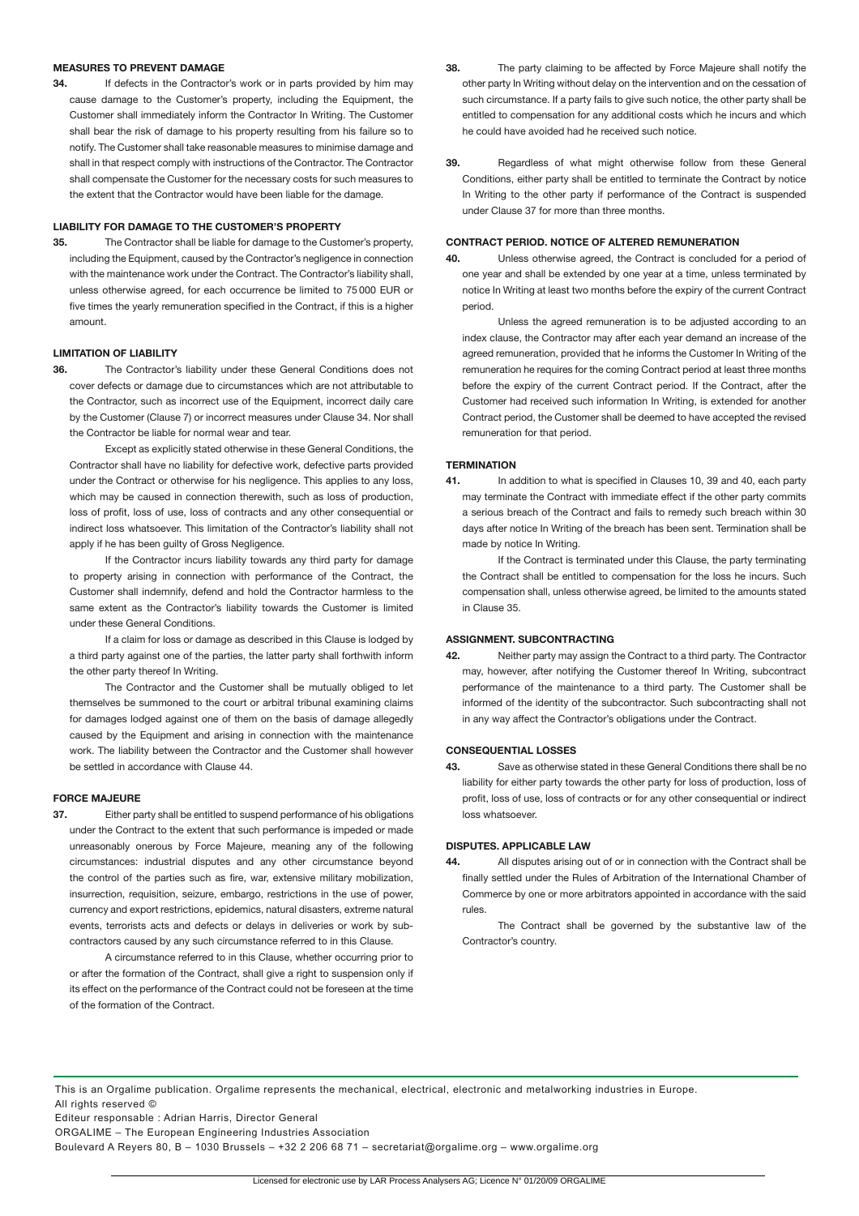## MEASURES TO PREVENT DAMAGE

**34.** If defects in the Contractor's work or in parts provided by him may cause damage to the Customer's property, including the Equipment, the Customer shall immediately inform the Contractor In Writing. The Customer shall bear the risk of damage to his property resulting from his failure so to notify. The Customer shall take reasonable measures to minimise damage and shall in that respect comply with instructions of the Contractor. The Contractor shall compensate the Customer for the necessary costs for such measures to the extent that the Contractor would have been liable for the damage.

## LIABILITY FOR DAMAGE TO THE CUSTOMER'S PROPERTY

**35.** The Contractor shall be liable for damage to the Customer's property, including the Equipment, caused by the Contractor's negligence in connection with the maintenance work under the Contract. The Contractor's liability shall, unless otherwise agreed, for each occurrence be limited to 75 000 EUR or five times the yearly remuneration specified in the Contract, if this is a higher amount.

## LIMITATION OF LIABILITY

**36.** The Contractor's liability under these General Conditions does not cover defects or damage due to circumstances which are not attributable to the Contractor, such as incorrect use of the Equipment, incorrect daily care by the Customer (Clause 7) or incorrect measures under Clause 34. Nor shall the Contractor be liable for normal wear and tear.

Except as explicitly stated otherwise in these General Conditions, the Contractor shall have no liability for defective work, defective parts provided under the Contract or otherwise for his negligence. This applies to any loss, which may be caused in connection therewith, such as loss of production, loss of profit, loss of use, loss of contracts and any other consequential or indirect loss whatsoever. This limitation of the Contractor's liability shall not apply if he has been guilty of Gross Negligence.

If the Contractor incurs liability towards any third party for damage to property arising in connection with performance of the Contract, the Customer shall indemnify, defend and hold the Contractor harmless to the same extent as the Contractor's liability towards the Customer is limited under these General Conditions.

If a claim for loss or damage as described in this Clause is lodged by a third party against one of the parties, the latter party shall forthwith inform the other party thereof In Writing.

The Contractor and the Customer shall be mutually obliged to let themselves be summoned to the court or arbitral tribunal examining claims for damages lodged against one of them on the basis of damage allegedly caused by the Equipment and arising in connection with the maintenance work. The liability between the Contractor and the Customer shall however be settled in accordance with Clause 44.

## FORCE MAJEURE

**37.** Either party shall be entitled to suspend performance of his obligations under the Contract to the extent that such performance is impeded or made unreasonably onerous by Force Majeure, meaning any of the following circumstances: industrial disputes and any other circumstance beyond the control of the parties such as fire, war, extensive military mobilization, insurrection, requisition, seizure, embargo, restrictions in the use of power, currency and export restrictions, epidemics, natural disasters, extreme natural events, terrorists acts and defects or delays in deliveries or work by sub-contractors caused by any such circumstance referred to in this Clause.

A circumstance referred to in this Clause, whether occurring prior to or after the formation of the Contract, shall give a right to suspension only if its effect on the performance of the Contract could not be foreseen at the time of the formation of the Contract.

**38.** The party claiming to be affected by Force Majeure shall notify the other party In Writing without delay on the intervention and on the cessation of such circumstance. If a party fails to give such notice, the other party shall be entitled to compensation for any additional costs which he incurs and which he could have avoided had he received such notice.

**39.** Regardless of what might otherwise follow from these General Conditions, either party shall be entitled to terminate the Contract by notice In Writing to the other party if performance of the Contract is suspended under Clause 37 for more than three months.

## CONTRACT PERIOD. NOTICE OF ALTERED REMUNERATION

**40.** Unless otherwise agreed, the Contract is concluded for a period of one year and shall be extended by one year at a time, unless terminated by notice In Writing at least two months before the expiry of the current Contract period.

Unless the agreed remuneration is to be adjusted according to an index clause, the Contractor may after each year demand an increase of the agreed remuneration, provided that he informs the Customer In Writing of the remuneration he requires for the coming Contract period at least three months before the expiry of the current Contract period. If the Contract, after the Customer had received such information In Writing, is extended for another Contract period, the Customer shall be deemed to have accepted the revised remuneration for that period.

## TERMINATION

**41.** In addition to what is specified in Clauses 10, 39 and 40, each party may terminate the Contract with immediate effect if the other party commits a serious breach of the Contract and fails to remedy such breach within 30 days after notice In Writing of the breach has been sent. Termination shall be made by notice In Writing.

If the Contract is terminated under this Clause, the party terminating the Contract shall be entitled to compensation for the loss he incurs. Such compensation shall, unless otherwise agreed, be limited to the amounts stated in Clause 35.

## ASSIGNMENT. SUBCONTRACTING

**42.** Neither party may assign the Contract to a third party. The Contractor may, however, after notifying the Customer thereof In Writing, subcontract performance of the maintenance to a third party. The Customer shall be informed of the identity of the subcontractor. Such subcontracting shall not in any way affect the Contractor's obligations under the Contract.

## CONSEQUENTIAL LOSSES

**43.** Save as otherwise stated in these General Conditions there shall be no liability for either party towards the other party for loss of production, loss of profit, loss of use, loss of contracts or for any other consequential or indirect loss whatsoever.

## DISPUTES. APPLICABLE LAW

**44.** All disputes arising out of or in connection with the Contract shall be finally settled under the Rules of Arbitration of the International Chamber of Commerce by one or more arbitrators appointed in accordance with the said rules.

The Contract shall be governed by the substantive law of the Contractor's country.

---

This is an Orgalime publication. Orgalime represents the mechanical, electrical, electronic and metalworking industries in Europe.
All rights reserved ©
Editeur responsable : Adrian Harris, Director General
ORGALIME – The European Engineering Industries Association
Boulevard A Reyers 80, B – 1030 Brussels – +32 2 206 68 71 – secretariat@orgalime.org – www.orgalime.org

Licensed for electronic use by LAR Process Analysers AG; Licence N° 01/20/09 ORGALIME